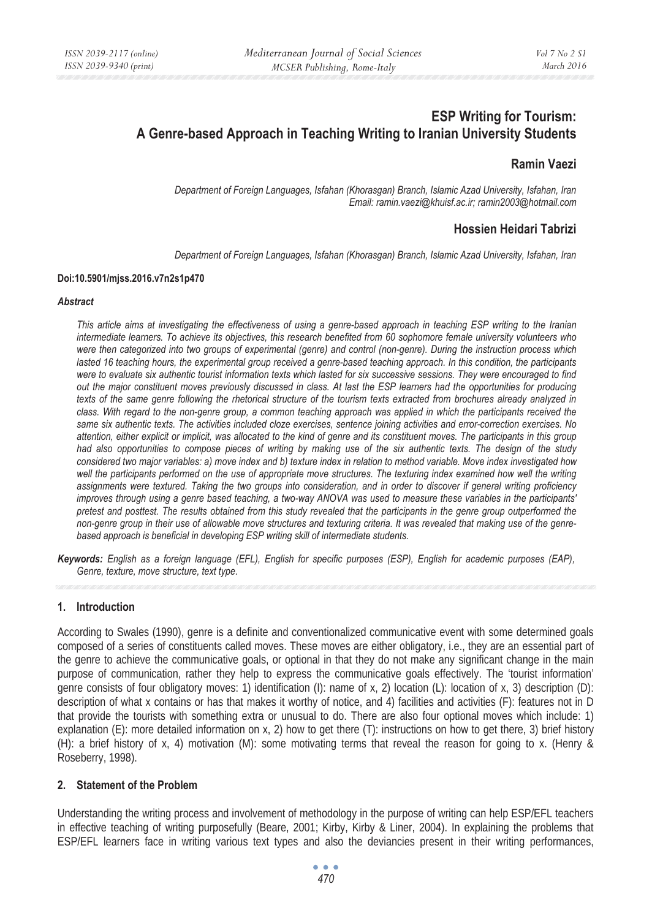# ESP Writing for Tourism: A Genre-based Approach in Teaching Writing to Iranian University Students

## Ramin Vaezi

*Department of Foreign Languages, Isfahan (Khorasgan) Branch, Islamic Azad University, Isfahan, Iran*
*Email: ramin.vaezi@khuisf.ac.ir; ramin2003@hotmail.com*

## Hossien Heidari Tabrizi

*Department of Foreign Languages, Isfahan (Khorasgan) Branch, Islamic Azad University, Isfahan, Iran*

**Doi:10.5901/mjss.2016.v7n2s1p470**

***Abstract***

*This article aims at investigating the effectiveness of using a genre-based approach in teaching ESP writing to the Iranian intermediate learners. To achieve its objectives, this research benefited from 60 sophomore female university volunteers who were then categorized into two groups of experimental (genre) and control (non-genre). During the instruction process which lasted 16 teaching hours, the experimental group received a genre-based teaching approach. In this condition, the participants were to evaluate six authentic tourist information texts which lasted for six successive sessions. They were encouraged to find out the major constituent moves previously discussed in class. At last the ESP learners had the opportunities for producing texts of the same genre following the rhetorical structure of the tourism texts extracted from brochures already analyzed in class. With regard to the non-genre group, a common teaching approach was applied in which the participants received the same six authentic texts. The activities included cloze exercises, sentence joining activities and error-correction exercises. No attention, either explicit or implicit, was allocated to the kind of genre and its constituent moves. The participants in this group had also opportunities to compose pieces of writing by making use of the six authentic texts. The design of the study considered two major variables: a) move index and b) texture index in relation to method variable. Move index investigated how well the participants performed on the use of appropriate move structures. The texturing index examined how well the writing assignments were textured. Taking the two groups into consideration, and in order to discover if general writing proficiency improves through using a genre based teaching, a two-way ANOVA was used to measure these variables in the participants' pretest and posttest. The results obtained from this study revealed that the participants in the genre group outperformed the non-genre group in their use of allowable move structures and texturing criteria. It was revealed that making use of the genre-based approach is beneficial in developing ESP writing skill of intermediate students.*

***Keywords:*** *English as a foreign language (EFL), English for specific purposes (ESP), English for academic purposes (EAP), Genre, texture, move structure, text type.*

## 1. Introduction

According to Swales (1990), genre is a definite and conventionalized communicative event with some determined goals composed of a series of constituents called moves. These moves are either obligatory, i.e., they are an essential part of the genre to achieve the communicative goals, or optional in that they do not make any significant change in the main purpose of communication, rather they help to express the communicative goals effectively. The 'tourist information' genre consists of four obligatory moves: 1) identification (I): name of x, 2) location (L): location of x, 3) description (D): description of what x contains or has that makes it worthy of notice, and 4) facilities and activities (F): features not in D that provide the tourists with something extra or unusual to do. There are also four optional moves which include: 1) explanation (E): more detailed information on x, 2) how to get there (T): instructions on how to get there, 3) brief history (H): a brief history of x, 4) motivation (M): some motivating terms that reveal the reason for going to x. (Henry & Roseberry, 1998).

## 2. Statement of the Problem

Understanding the writing process and involvement of methodology in the purpose of writing can help ESP/EFL teachers in effective teaching of writing purposefully (Beare, 2001; Kirby, Kirby & Liner, 2004). In explaining the problems that ESP/EFL learners face in writing various text types and also the deviancies present in their writing performances,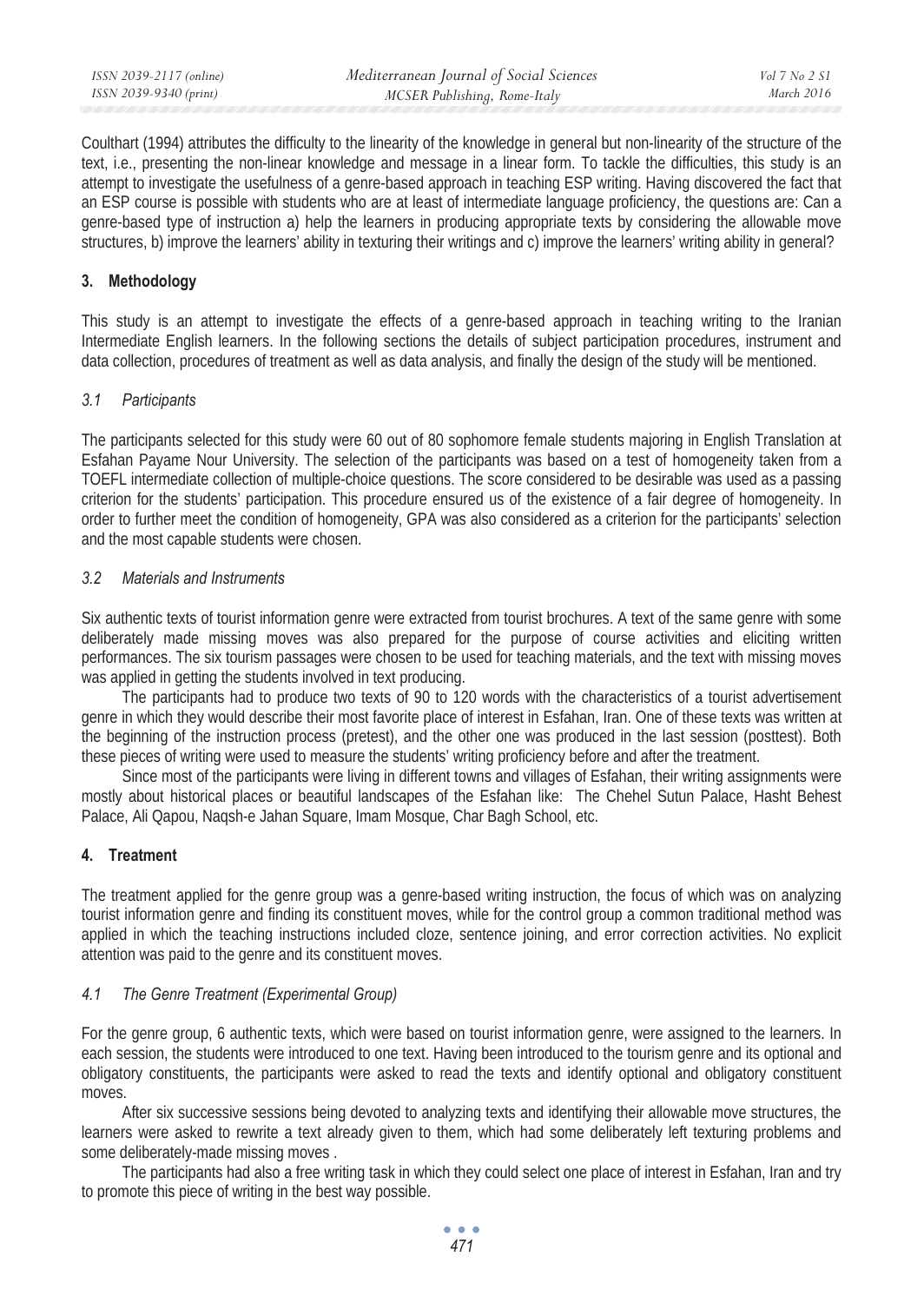Coulthart (1994) attributes the difficulty to the linearity of the knowledge in general but non-linearity of the structure of the text, i.e., presenting the non-linear knowledge and message in a linear form. To tackle the difficulties, this study is an attempt to investigate the usefulness of a genre-based approach in teaching ESP writing. Having discovered the fact that an ESP course is possible with students who are at least of intermediate language proficiency, the questions are: Can a genre-based type of instruction a) help the learners in producing appropriate texts by considering the allowable move structures, b) improve the learners' ability in texturing their writings and c) improve the learners' writing ability in general?

## 3. Methodology

This study is an attempt to investigate the effects of a genre-based approach in teaching writing to the Iranian Intermediate English learners. In the following sections the details of subject participation procedures, instrument and data collection, procedures of treatment as well as data analysis, and finally the design of the study will be mentioned.

### *3.1 Participants*

The participants selected for this study were 60 out of 80 sophomore female students majoring in English Translation at Esfahan Payame Nour University. The selection of the participants was based on a test of homogeneity taken from a TOEFL intermediate collection of multiple-choice questions. The score considered to be desirable was used as a passing criterion for the students' participation. This procedure ensured us of the existence of a fair degree of homogeneity. In order to further meet the condition of homogeneity, GPA was also considered as a criterion for the participants' selection and the most capable students were chosen.

### *3.2 Materials and Instruments*

Six authentic texts of tourist information genre were extracted from tourist brochures. A text of the same genre with some deliberately made missing moves was also prepared for the purpose of course activities and eliciting written performances. The six tourism passages were chosen to be used for teaching materials, and the text with missing moves was applied in getting the students involved in text producing.

The participants had to produce two texts of 90 to 120 words with the characteristics of a tourist advertisement genre in which they would describe their most favorite place of interest in Esfahan, Iran. One of these texts was written at the beginning of the instruction process (pretest), and the other one was produced in the last session (posttest). Both these pieces of writing were used to measure the students' writing proficiency before and after the treatment.

Since most of the participants were living in different towns and villages of Esfahan, their writing assignments were mostly about historical places or beautiful landscapes of the Esfahan like: The Chehel Sutun Palace, Hasht Behest Palace, Ali Qapou, Naqsh-e Jahan Square, Imam Mosque, Char Bagh School, etc.

## 4. Treatment

The treatment applied for the genre group was a genre-based writing instruction, the focus of which was on analyzing tourist information genre and finding its constituent moves, while for the control group a common traditional method was applied in which the teaching instructions included cloze, sentence joining, and error correction activities. No explicit attention was paid to the genre and its constituent moves.

### *4.1 The Genre Treatment (Experimental Group)*

For the genre group, 6 authentic texts, which were based on tourist information genre, were assigned to the learners. In each session, the students were introduced to one text. Having been introduced to the tourism genre and its optional and obligatory constituents, the participants were asked to read the texts and identify optional and obligatory constituent moves.

After six successive sessions being devoted to analyzing texts and identifying their allowable move structures, the learners were asked to rewrite a text already given to them, which had some deliberately left texturing problems and some deliberately-made missing moves .

The participants had also a free writing task in which they could select one place of interest in Esfahan, Iran and try to promote this piece of writing in the best way possible.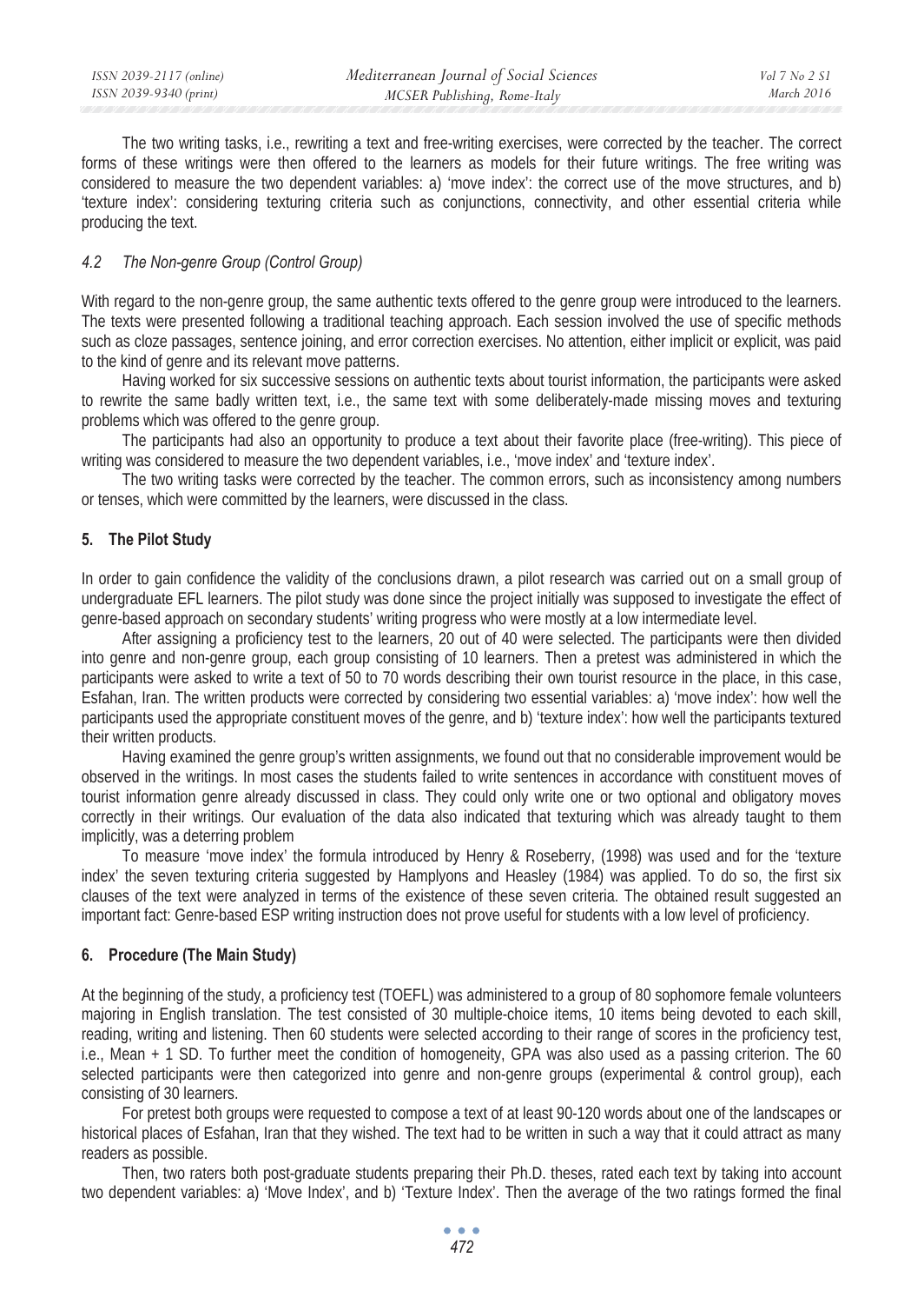The two writing tasks, i.e., rewriting a text and free-writing exercises, were corrected by the teacher. The correct forms of these writings were then offered to the learners as models for their future writings. The free writing was considered to measure the two dependent variables: a) 'move index': the correct use of the move structures, and b) 'texture index': considering texturing criteria such as conjunctions, connectivity, and other essential criteria while producing the text.

### *4.2 The Non-genre Group (Control Group)*

With regard to the non-genre group, the same authentic texts offered to the genre group were introduced to the learners. The texts were presented following a traditional teaching approach. Each session involved the use of specific methods such as cloze passages, sentence joining, and error correction exercises. No attention, either implicit or explicit, was paid to the kind of genre and its relevant move patterns.

Having worked for six successive sessions on authentic texts about tourist information, the participants were asked to rewrite the same badly written text, i.e., the same text with some deliberately-made missing moves and texturing problems which was offered to the genre group.

The participants had also an opportunity to produce a text about their favorite place (free-writing). This piece of writing was considered to measure the two dependent variables, i.e., 'move index' and 'texture index'.

The two writing tasks were corrected by the teacher. The common errors, such as inconsistency among numbers or tenses, which were committed by the learners, were discussed in the class.

## 5. The Pilot Study

In order to gain confidence the validity of the conclusions drawn, a pilot research was carried out on a small group of undergraduate EFL learners. The pilot study was done since the project initially was supposed to investigate the effect of genre-based approach on secondary students' writing progress who were mostly at a low intermediate level.

After assigning a proficiency test to the learners, 20 out of 40 were selected. The participants were then divided into genre and non-genre group, each group consisting of 10 learners. Then a pretest was administered in which the participants were asked to write a text of 50 to 70 words describing their own tourist resource in the place, in this case, Esfahan, Iran. The written products were corrected by considering two essential variables: a) 'move index': how well the participants used the appropriate constituent moves of the genre, and b) 'texture index': how well the participants textured their written products.

Having examined the genre group's written assignments, we found out that no considerable improvement would be observed in the writings. In most cases the students failed to write sentences in accordance with constituent moves of tourist information genre already discussed in class. They could only write one or two optional and obligatory moves correctly in their writings. Our evaluation of the data also indicated that texturing which was already taught to them implicitly, was a deterring problem

To measure 'move index' the formula introduced by Henry & Roseberry, (1998) was used and for the 'texture index' the seven texturing criteria suggested by Hamplyons and Heasley (1984) was applied. To do so, the first six clauses of the text were analyzed in terms of the existence of these seven criteria. The obtained result suggested an important fact: Genre-based ESP writing instruction does not prove useful for students with a low level of proficiency.

## 6. Procedure (The Main Study)

At the beginning of the study, a proficiency test (TOEFL) was administered to a group of 80 sophomore female volunteers majoring in English translation. The test consisted of 30 multiple-choice items, 10 items being devoted to each skill, reading, writing and listening. Then 60 students were selected according to their range of scores in the proficiency test, i.e., Mean + 1 SD. To further meet the condition of homogeneity, GPA was also used as a passing criterion. The 60 selected participants were then categorized into genre and non-genre groups (experimental & control group), each consisting of 30 learners.

For pretest both groups were requested to compose a text of at least 90-120 words about one of the landscapes or historical places of Esfahan, Iran that they wished. The text had to be written in such a way that it could attract as many readers as possible.

Then, two raters both post-graduate students preparing their Ph.D. theses, rated each text by taking into account two dependent variables: a) 'Move Index', and b) 'Texture Index'. Then the average of the two ratings formed the final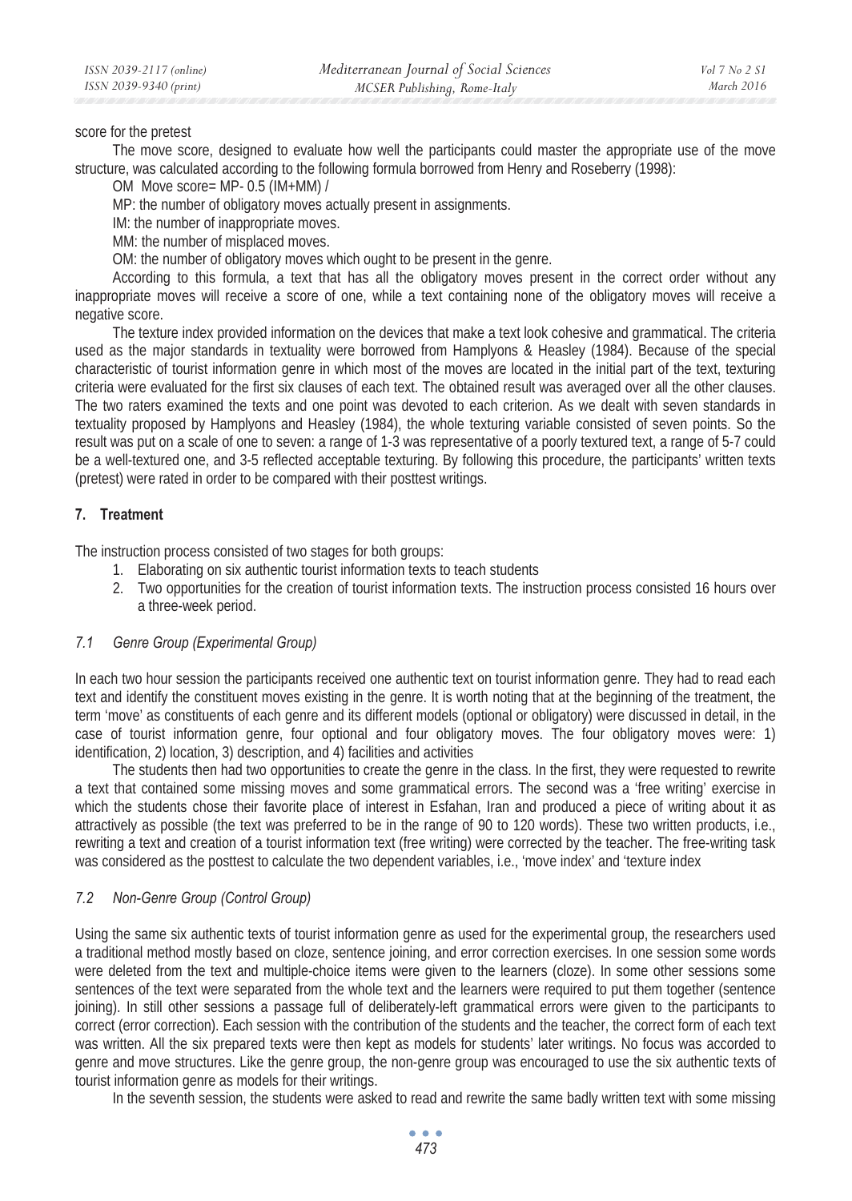score for the pretest

The move score, designed to evaluate how well the participants could master the appropriate use of the move structure, was calculated according to the following formula borrowed from Henry and Roseberry (1998):

OM Move score= MP- 0.5 (IM+MM) /

MP: the number of obligatory moves actually present in assignments.

IM: the number of inappropriate moves.

MM: the number of misplaced moves.

OM: the number of obligatory moves which ought to be present in the genre.

According to this formula, a text that has all the obligatory moves present in the correct order without any inappropriate moves will receive a score of one, while a text containing none of the obligatory moves will receive a negative score.

The texture index provided information on the devices that make a text look cohesive and grammatical. The criteria used as the major standards in textuality were borrowed from Hamplyons & Heasley (1984). Because of the special characteristic of tourist information genre in which most of the moves are located in the initial part of the text, texturing criteria were evaluated for the first six clauses of each text. The obtained result was averaged over all the other clauses. The two raters examined the texts and one point was devoted to each criterion. As we dealt with seven standards in textuality proposed by Hamplyons and Heasley (1984), the whole texturing variable consisted of seven points. So the result was put on a scale of one to seven: a range of 1-3 was representative of a poorly textured text, a range of 5-7 could be a well-textured one, and 3-5 reflected acceptable texturing. By following this procedure, the participants' written texts (pretest) were rated in order to be compared with their posttest writings.

## 7. Treatment

The instruction process consisted of two stages for both groups:

1. Elaborating on six authentic tourist information texts to teach students
2. Two opportunities for the creation of tourist information texts. The instruction process consisted 16 hours over a three-week period.

### *7.1 Genre Group (Experimental Group)*

In each two hour session the participants received one authentic text on tourist information genre. They had to read each text and identify the constituent moves existing in the genre. It is worth noting that at the beginning of the treatment, the term 'move' as constituents of each genre and its different models (optional or obligatory) were discussed in detail, in the case of tourist information genre, four optional and four obligatory moves. The four obligatory moves were: 1) identification, 2) location, 3) description, and 4) facilities and activities

The students then had two opportunities to create the genre in the class. In the first, they were requested to rewrite a text that contained some missing moves and some grammatical errors. The second was a 'free writing' exercise in which the students chose their favorite place of interest in Esfahan, Iran and produced a piece of writing about it as attractively as possible (the text was preferred to be in the range of 90 to 120 words). These two written products, i.e., rewriting a text and creation of a tourist information text (free writing) were corrected by the teacher. The free-writing task was considered as the posttest to calculate the two dependent variables, i.e., 'move index' and 'texture index

### *7.2 Non-Genre Group (Control Group)*

Using the same six authentic texts of tourist information genre as used for the experimental group, the researchers used a traditional method mostly based on cloze, sentence joining, and error correction exercises. In one session some words were deleted from the text and multiple-choice items were given to the learners (cloze). In some other sessions some sentences of the text were separated from the whole text and the learners were required to put them together (sentence joining). In still other sessions a passage full of deliberately-left grammatical errors were given to the participants to correct (error correction). Each session with the contribution of the students and the teacher, the correct form of each text was written. All the six prepared texts were then kept as models for students' later writings. No focus was accorded to genre and move structures. Like the genre group, the non-genre group was encouraged to use the six authentic texts of tourist information genre as models for their writings.

In the seventh session, the students were asked to read and rewrite the same badly written text with some missing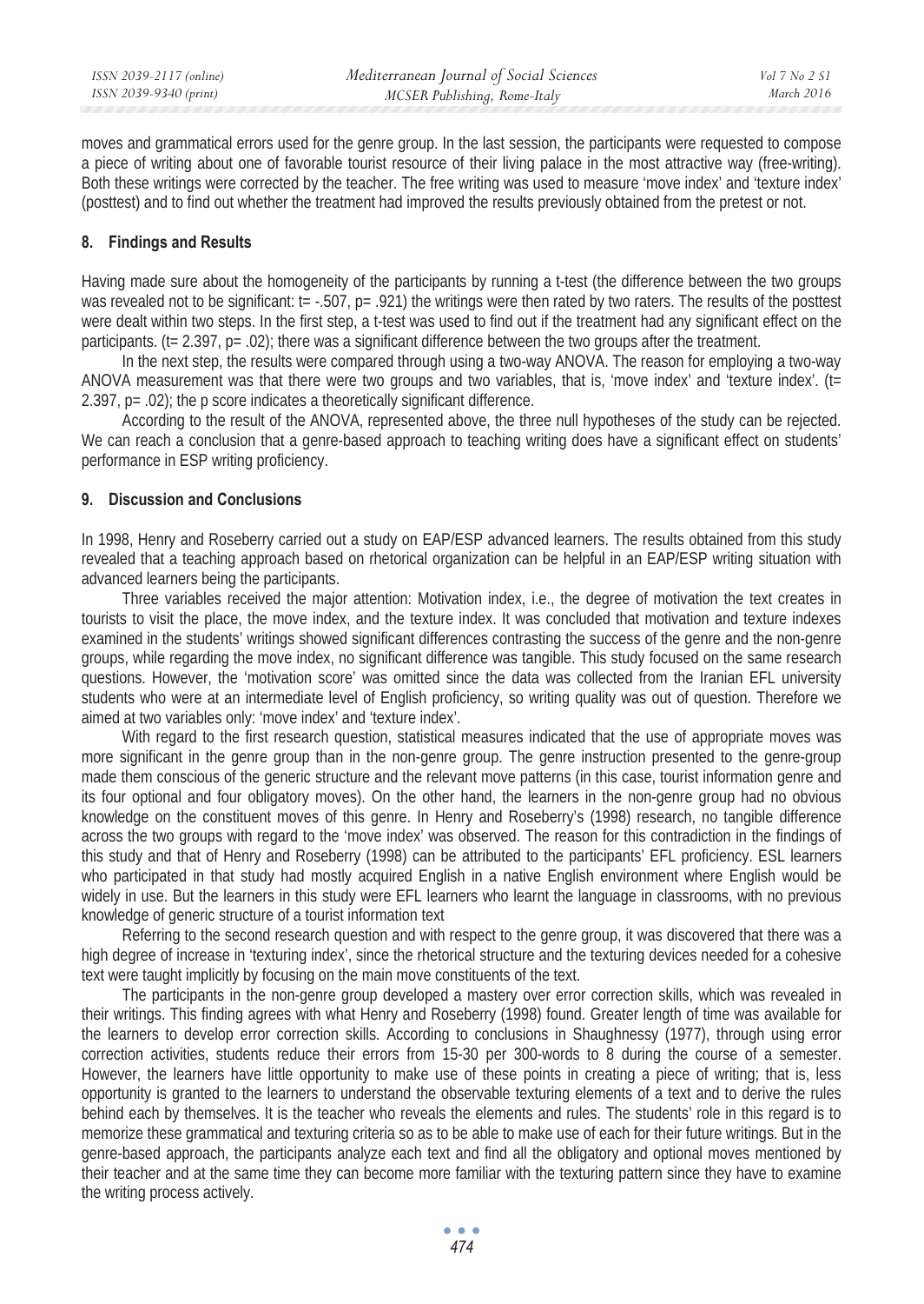moves and grammatical errors used for the genre group. In the last session, the participants were requested to compose a piece of writing about one of favorable tourist resource of their living palace in the most attractive way (free-writing). Both these writings were corrected by the teacher. The free writing was used to measure 'move index' and 'texture index' (posttest) and to find out whether the treatment had improved the results previously obtained from the pretest or not.

## 8. Findings and Results

Having made sure about the homogeneity of the participants by running a t-test (the difference between the two groups was revealed not to be significant: $t = -.507$, $p = .921$) the writings were then rated by two raters. The results of the posttest were dealt within two steps. In the first step, a t-test was used to find out if the treatment had any significant effect on the participants. ($t = 2.397$, $p = .02$); there was a significant difference between the two groups after the treatment.

In the next step, the results were compared through using a two-way ANOVA. The reason for employing a two-way ANOVA measurement was that there were two groups and two variables, that is, 'move index' and 'texture index'. ($t = 2.397$, $p = .02$); the p score indicates a theoretically significant difference.

According to the result of the ANOVA, represented above, the three null hypotheses of the study can be rejected. We can reach a conclusion that a genre-based approach to teaching writing does have a significant effect on students' performance in ESP writing proficiency.

## 9. Discussion and Conclusions

In 1998, Henry and Roseberry carried out a study on EAP/ESP advanced learners. The results obtained from this study revealed that a teaching approach based on rhetorical organization can be helpful in an EAP/ESP writing situation with advanced learners being the participants.

Three variables received the major attention: Motivation index, i.e., the degree of motivation the text creates in tourists to visit the place, the move index, and the texture index. It was concluded that motivation and texture indexes examined in the students' writings showed significant differences contrasting the success of the genre and the non-genre groups, while regarding the move index, no significant difference was tangible. This study focused on the same research questions. However, the 'motivation score' was omitted since the data was collected from the Iranian EFL university students who were at an intermediate level of English proficiency, so writing quality was out of question. Therefore we aimed at two variables only: 'move index' and 'texture index'.

With regard to the first research question, statistical measures indicated that the use of appropriate moves was more significant in the genre group than in the non-genre group. The genre instruction presented to the genre-group made them conscious of the generic structure and the relevant move patterns (in this case, tourist information genre and its four optional and four obligatory moves). On the other hand, the learners in the non-genre group had no obvious knowledge on the constituent moves of this genre. In Henry and Roseberry's (1998) research, no tangible difference across the two groups with regard to the 'move index' was observed. The reason for this contradiction in the findings of this study and that of Henry and Roseberry (1998) can be attributed to the participants' EFL proficiency. ESL learners who participated in that study had mostly acquired English in a native English environment where English would be widely in use. But the learners in this study were EFL learners who learnt the language in classrooms, with no previous knowledge of generic structure of a tourist information text

Referring to the second research question and with respect to the genre group, it was discovered that there was a high degree of increase in 'texturing index', since the rhetorical structure and the texturing devices needed for a cohesive text were taught implicitly by focusing on the main move constituents of the text.

The participants in the non-genre group developed a mastery over error correction skills, which was revealed in their writings. This finding agrees with what Henry and Roseberry (1998) found. Greater length of time was available for the learners to develop error correction skills. According to conclusions in Shaughnessy (1977), through using error correction activities, students reduce their errors from 15-30 per 300-words to 8 during the course of a semester. However, the learners have little opportunity to make use of these points in creating a piece of writing; that is, less opportunity is granted to the learners to understand the observable texturing elements of a text and to derive the rules behind each by themselves. It is the teacher who reveals the elements and rules. The students' role in this regard is to memorize these grammatical and texturing criteria so as to be able to make use of each for their future writings. But in the genre-based approach, the participants analyze each text and find all the obligatory and optional moves mentioned by their teacher and at the same time they can become more familiar with the texturing pattern since they have to examine the writing process actively.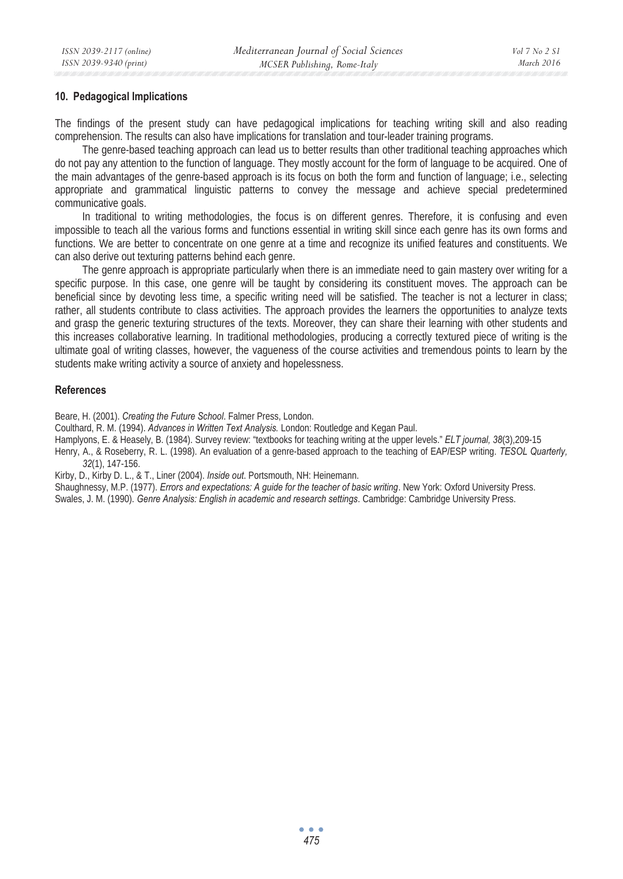## 10. Pedagogical Implications

The findings of the present study can have pedagogical implications for teaching writing skill and also reading comprehension. The results can also have implications for translation and tour-leader training programs.

The genre-based teaching approach can lead us to better results than other traditional teaching approaches which do not pay any attention to the function of language. They mostly account for the form of language to be acquired. One of the main advantages of the genre-based approach is its focus on both the form and function of language; i.e., selecting appropriate and grammatical linguistic patterns to convey the message and achieve special predetermined communicative goals.

In traditional to writing methodologies, the focus is on different genres. Therefore, it is confusing and even impossible to teach all the various forms and functions essential in writing skill since each genre has its own forms and functions. We are better to concentrate on one genre at a time and recognize its unified features and constituents. We can also derive out texturing patterns behind each genre.

The genre approach is appropriate particularly when there is an immediate need to gain mastery over writing for a specific purpose. In this case, one genre will be taught by considering its constituent moves. The approach can be beneficial since by devoting less time, a specific writing need will be satisfied. The teacher is not a lecturer in class; rather, all students contribute to class activities. The approach provides the learners the opportunities to analyze texts and grasp the generic texturing structures of the texts. Moreover, they can share their learning with other students and this increases collaborative learning. In traditional methodologies, producing a correctly textured piece of writing is the ultimate goal of writing classes, however, the vagueness of the course activities and tremendous points to learn by the students make writing activity a source of anxiety and hopelessness.

## References

Beare, H. (2001). *Creating the Future School*. Falmer Press, London.

Coulthard, R. M. (1994). *Advances in Written Text Analysis.* London: Routledge and Kegan Paul.

Hamplyons, E. & Heasely, B. (1984). Survey review: "textbooks for teaching writing at the upper levels." *ELT journal, 38*(3),209-15

Henry, A., & Roseberry, R. L. (1998). An evaluation of a genre-based approach to the teaching of EAP/ESP writing. *TESOL Quarterly, 32*(1), 147-156.

Kirby, D., Kirby D. L., & T., Liner (2004). *Inside out*. Portsmouth, NH: Heinemann.

Shaughnessy, M.P. (1977). *Errors and expectations: A guide for the teacher of basic writing*. New York: Oxford University Press.

Swales, J. M. (1990). *Genre Analysis: English in academic and research settings*. Cambridge: Cambridge University Press.